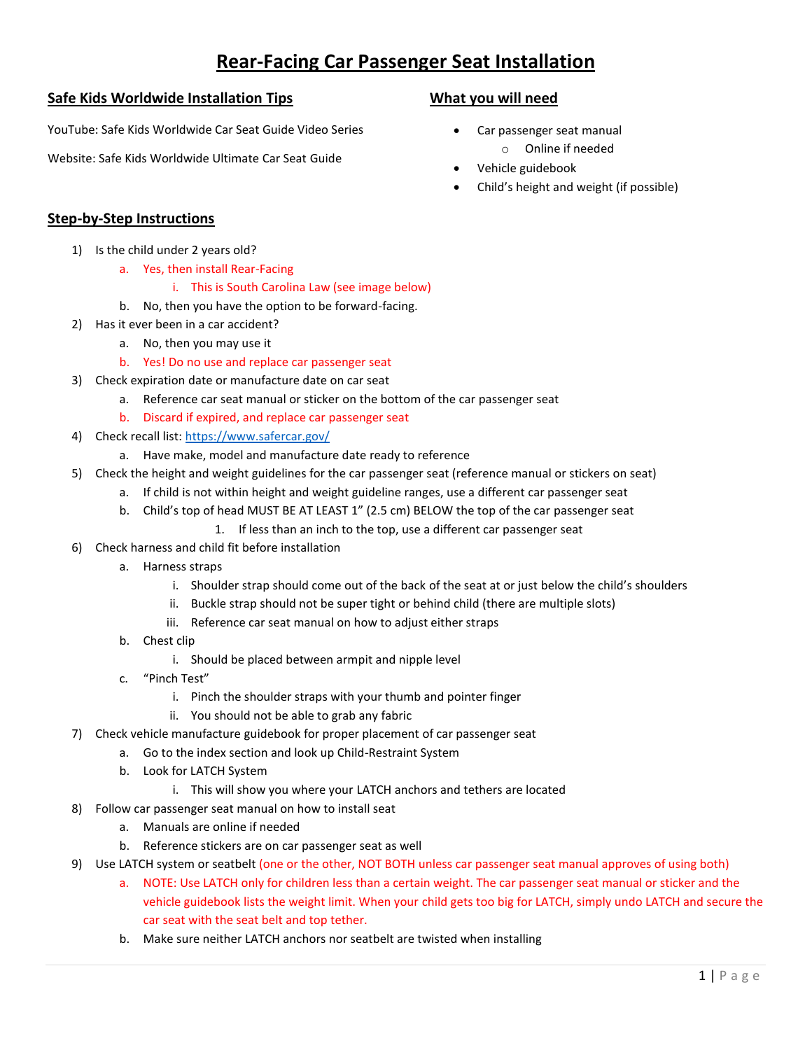# Rear-Facing Car Passenger Seat Installation

## Safe Kids Worldwide Installation Tips

YouTube: Safe Kids Worldwide Car Seat Guide Video Series

Website: Safe Kids Worldwide Ultimate Car Seat Guide

## What you will need

- Car passenger seat manual
  - Online if needed
- Vehicle guidebook
- Child's height and weight (if possible)

## Step-by-Step Instructions

1) Is the child under 2 years old?
   a. Yes, then install Rear-Facing
      i. This is South Carolina Law (see image below)
   b. No, then you have the option to be forward-facing.
2) Has it ever been in a car accident?
   a. No, then you may use it
   b. Yes! Do no use and replace car passenger seat
3) Check expiration date or manufacture date on car seat
   a. Reference car seat manual or sticker on the bottom of the car passenger seat
   b. Discard if expired, and replace car passenger seat
4) Check recall list: https://www.safercar.gov/
   a. Have make, model and manufacture date ready to reference
5) Check the height and weight guidelines for the car passenger seat (reference manual or stickers on seat)
   a. If child is not within height and weight guideline ranges, use a different car passenger seat
   b. Child's top of head MUST BE AT LEAST 1" (2.5 cm) BELOW the top of the car passenger seat
      1. If less than an inch to the top, use a different car passenger seat
6) Check harness and child fit before installation
   a. Harness straps
      i. Shoulder strap should come out of the back of the seat at or just below the child's shoulders
      ii. Buckle strap should not be super tight or behind child (there are multiple slots)
      iii. Reference car seat manual on how to adjust either straps
   b. Chest clip
      i. Should be placed between armpit and nipple level
   c. "Pinch Test"
      i. Pinch the shoulder straps with your thumb and pointer finger
      ii. You should not be able to grab any fabric
7) Check vehicle manufacture guidebook for proper placement of car passenger seat
   a. Go to the index section and look up Child-Restraint System
   b. Look for LATCH System
      i. This will show you where your LATCH anchors and tethers are located
8) Follow car passenger seat manual on how to install seat
   a. Manuals are online if needed
   b. Reference stickers are on car passenger seat as well
9) Use LATCH system or seatbelt (one or the other, NOT BOTH unless car passenger seat manual approves of using both)
   a. NOTE: Use LATCH only for children less than a certain weight. The car passenger seat manual or sticker and the vehicle guidebook lists the weight limit. When your child gets too big for LATCH, simply undo LATCH and secure the car seat with the seat belt and top tether.
   b. Make sure neither LATCH anchors nor seatbelt are twisted when installing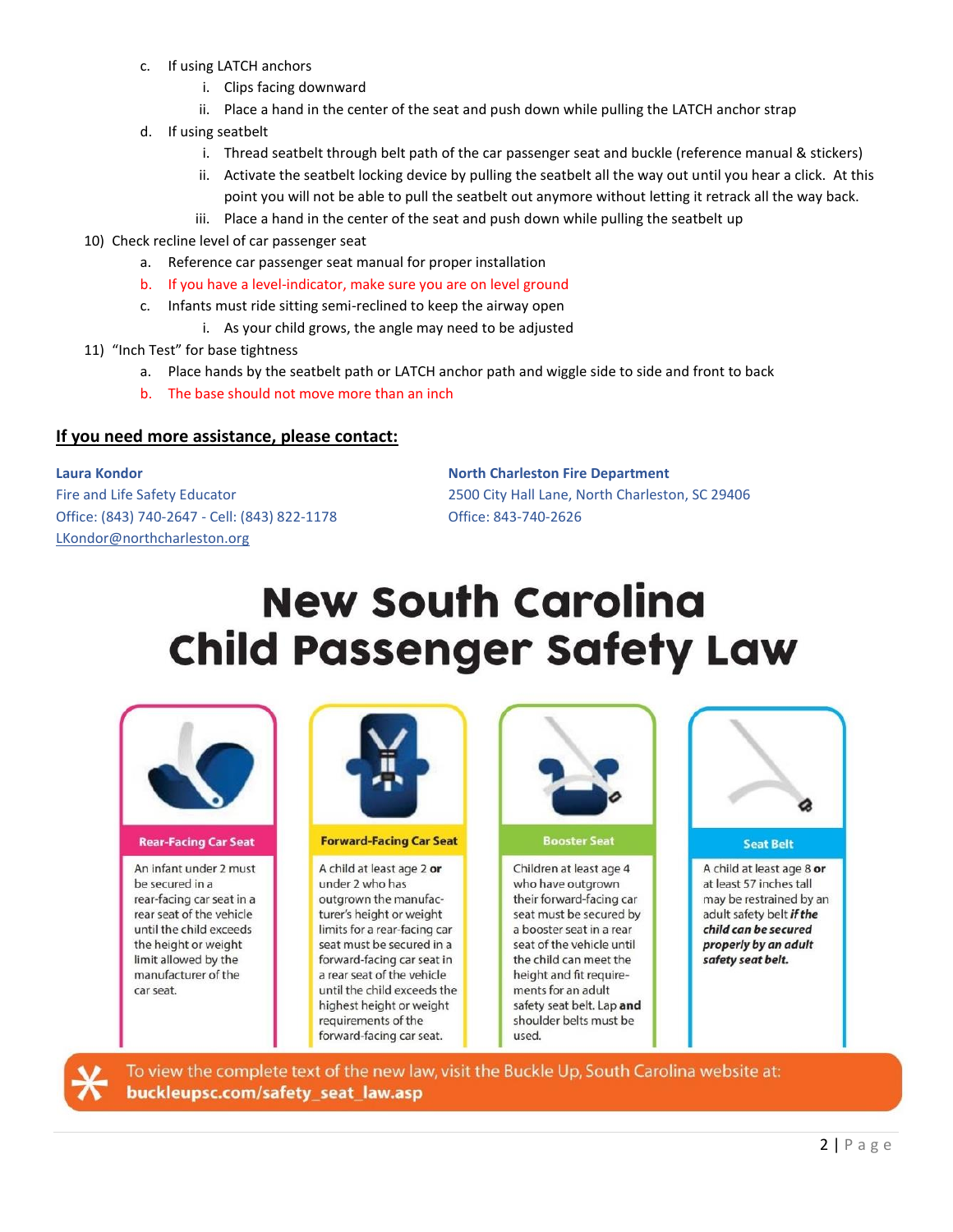c. If using LATCH anchors
      i. Clips facing downward
      ii. Place a hand in the center of the seat and push down while pulling the LATCH anchor strap
   d. If using seatbelt
      i. Thread seatbelt through belt path of the car passenger seat and buckle (reference manual & stickers)
      ii. Activate the seatbelt locking device by pulling the seatbelt all the way out until you hear a click. At this point you will not be able to pull the seatbelt out anymore without letting it retract all the way back.
      iii. Place a hand in the center of the seat and push down while pulling the seatbelt up

10) Check recline level of car passenger seat
    a. Reference car passenger seat manual for proper installation
    b. If you have a level-indicator, make sure you are on level ground
    c. Infants must ride sitting semi-reclined to keep the airway open
       i. As your child grows, the angle may need to be adjusted

11) "Inch Test" for base tightness
    a. Place hands by the seatbelt path or LATCH anchor path and wiggle side to side and front to back
    b. The base should not move more than an inch

## If you need more assistance, please contact:

**Laura Kondor**
Fire and Life Safety Educator
Office: (843) 740-2647 - Cell: (843) 822-1178
LKondor@northcharleston.org

**North Charleston Fire Department**
2500 City Hall Lane, North Charleston, SC 29406
Office: 843-740-2626

# New South Carolina Child Passenger Safety Law

**Rear-Facing Car Seat**

An infant under 2 must be secured in a rear-facing car seat in a rear seat of the vehicle until the child exceeds the height or weight limit allowed by the manufacturer of the car seat.

**Forward-Facing Car Seat**

A child at least age 2 **or** under 2 who has outgrown the manufacturer's height or weight limits for a rear-facing car seat must be secured in a forward-facing car seat in a rear seat of the vehicle until the child exceeds the highest height or weight requirements of the forward-facing car seat.

**Booster Seat**

Children at least age 4 who have outgrown their forward-facing car seat must be secured by a booster seat in a rear seat of the vehicle until the child can meet the height and fit requirements for an adult safety seat belt. Lap **and** shoulder belts must be used.

**Seat Belt**

A child at least age 8 **or** at least 57 inches tall may be restrained by an adult safety belt ***if the child can be secured properly by an adult safety seat belt.***

To view the complete text of the new law, visit the Buckle Up, South Carolina website at:
**buckleupsc.com/safety_seat_law.asp**